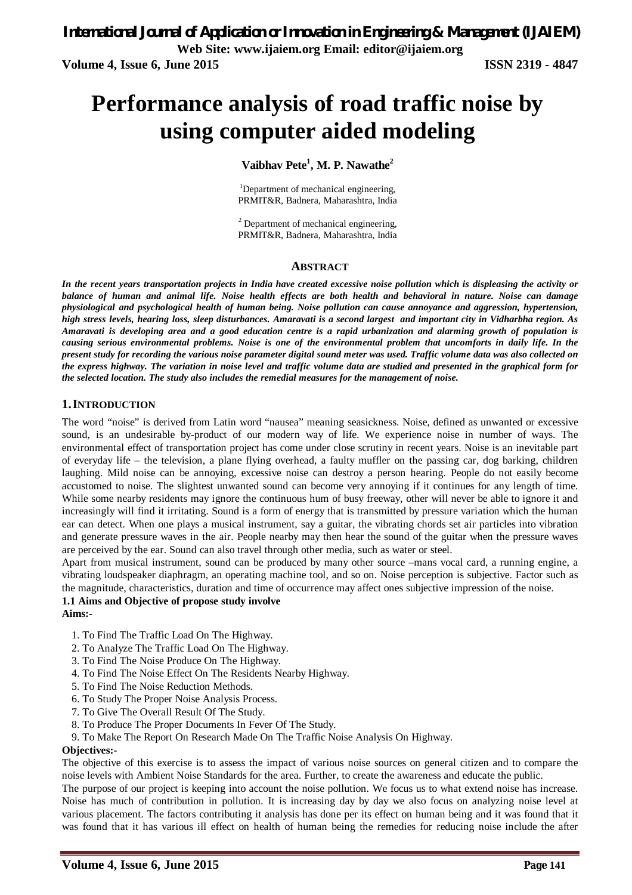# Performance analysis of road traffic noise by using computer aided modeling

**Vaibhav Pete[1], M. P. Nawathe[2]**

[1]Department of mechanical engineering, PRMIT&R, Badnera, Maharashtra, India

[2] Department of mechanical engineering, PRMIT&R, Badnera, Maharashtra, India

## ABSTRACT

***In the recent years transportation projects in India have created excessive noise pollution which is displeasing the activity or balance of human and animal life. Noise health effects are both health and behavioral in nature. Noise can damage physiological and psychological health of human being. Noise pollution can cause annoyance and aggression, hypertension, high stress levels, hearing loss, sleep disturbances. Amaravati is a second largest and important city in Vidharbha region. As Amaravati is developing area and a good education centre is a rapid urbanization and alarming growth of population is causing serious environmental problems. Noise is one of the environmental problem that uncomforts in daily life. In the present study for recording the various noise parameter digital sound meter was used. Traffic volume data was also collected on the express highway. The variation in noise level and traffic volume data are studied and presented in the graphical form for the selected location. The study also includes the remedial measures for the management of noise.***

## 1. INTRODUCTION

The word "noise" is derived from Latin word "nausea" meaning seasickness. Noise, defined as unwanted or excessive sound, is an undesirable by-product of our modern way of life. We experience noise in number of ways. The environmental effect of transportation project has come under close scrutiny in recent years. Noise is an inevitable part of everyday life – the television, a plane flying overhead, a faulty muffler on the passing car, dog barking, children laughing. Mild noise can be annoying, excessive noise can destroy a person hearing. People do not easily become accustomed to noise. The slightest unwanted sound can become very annoying if it continues for any length of time. While some nearby residents may ignore the continuous hum of busy freeway, other will never be able to ignore it and increasingly will find it irritating. Sound is a form of energy that is transmitted by pressure variation which the human ear can detect. When one plays a musical instrument, say a guitar, the vibrating chords set air particles into vibration and generate pressure waves in the air. People nearby may then hear the sound of the guitar when the pressure waves are perceived by the ear. Sound can also travel through other media, such as water or steel.

Apart from musical instrument, sound can be produced by many other source –mans vocal card, a running engine, a vibrating loudspeaker diaphragm, an operating machine tool, and so on. Noise perception is subjective. Factor such as the magnitude, characteristics, duration and time of occurrence may affect ones subjective impression of the noise.

### 1.1 Aims and Objective of propose study involve

**Aims:-**

1. To Find The Traffic Load On The Highway.
2. To Analyze The Traffic Load On The Highway.
3. To Find The Noise Produce On The Highway.
4. To Find The Noise Effect On The Residents Nearby Highway.
5. To Find The Noise Reduction Methods.
6. To Study The Proper Noise Analysis Process.
7. To Give The Overall Result Of The Study.
8. To Produce The Proper Documents In Fever Of The Study.
9. To Make The Report On Research Made On The Traffic Noise Analysis On Highway.

**Objectives:-**

The objective of this exercise is to assess the impact of various noise sources on general citizen and to compare the noise levels with Ambient Noise Standards for the area. Further, to create the awareness and educate the public.

The purpose of our project is keeping into account the noise pollution. We focus us to what extend noise has increase. Noise has much of contribution in pollution. It is increasing day by day we also focus on analyzing noise level at various placement. The factors contributing it analysis has done per its effect on human being and it was found that it was found that it has various ill effect on health of human being the remedies for reducing noise include the after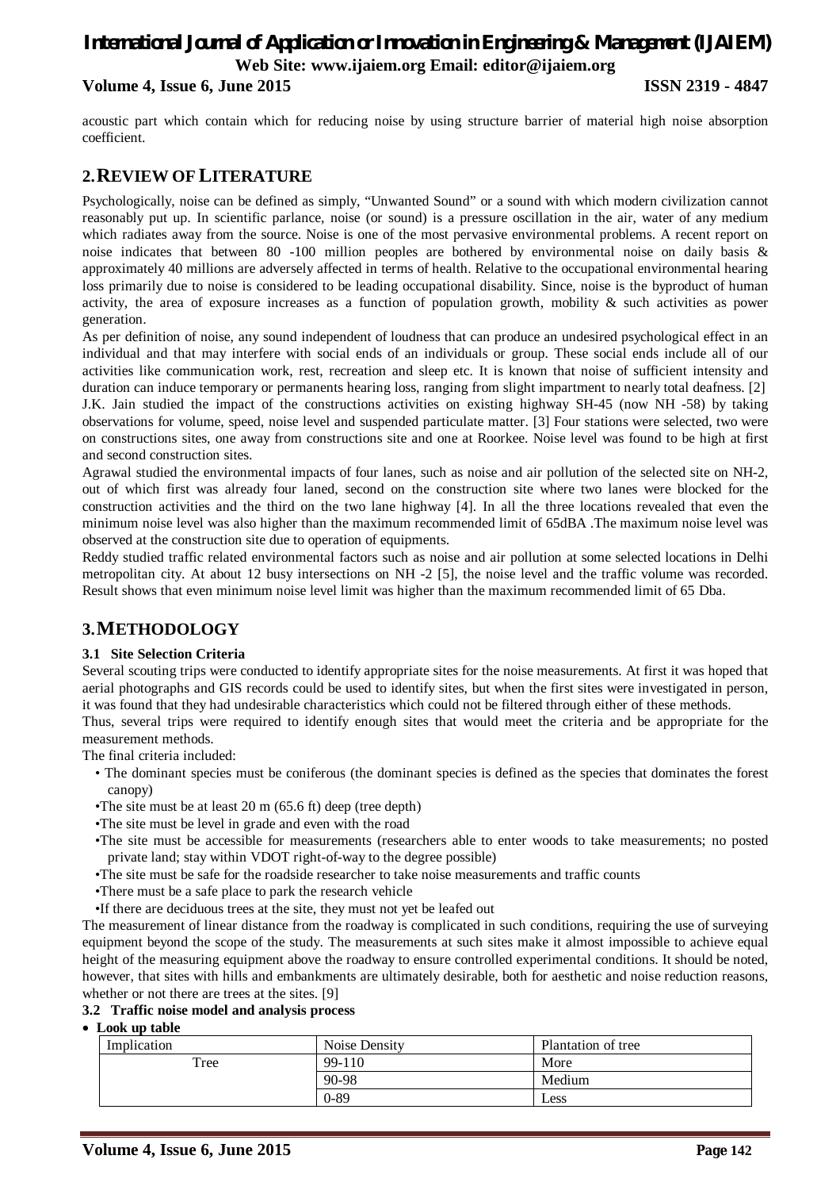acoustic part which contain which for reducing noise by using structure barrier of material high noise absorption coefficient.

## 2. REVIEW OF LITERATURE

Psychologically, noise can be defined as simply, "Unwanted Sound" or a sound with which modern civilization cannot reasonably put up. In scientific parlance, noise (or sound) is a pressure oscillation in the air, water of any medium which radiates away from the source. Noise is one of the most pervasive environmental problems. A recent report on noise indicates that between 80 -100 million peoples are bothered by environmental noise on daily basis & approximately 40 millions are adversely affected in terms of health. Relative to the occupational environmental hearing loss primarily due to noise is considered to be leading occupational disability. Since, noise is the byproduct of human activity, the area of exposure increases as a function of population growth, mobility & such activities as power generation.

As per definition of noise, any sound independent of loudness that can produce an undesired psychological effect in an individual and that may interfere with social ends of an individuals or group. These social ends include all of our activities like communication work, rest, recreation and sleep etc. It is known that noise of sufficient intensity and duration can induce temporary or permanents hearing loss, ranging from slight impartment to nearly total deafness. [2]

J.K. Jain studied the impact of the constructions activities on existing highway SH-45 (now NH -58) by taking observations for volume, speed, noise level and suspended particulate matter. [3] Four stations were selected, two were on constructions sites, one away from constructions site and one at Roorkee. Noise level was found to be high at first and second construction sites.

Agrawal studied the environmental impacts of four lanes, such as noise and air pollution of the selected site on NH-2, out of which first was already four laned, second on the construction site where two lanes were blocked for the construction activities and the third on the two lane highway [4]. In all the three locations revealed that even the minimum noise level was also higher than the maximum recommended limit of 65dBA .The maximum noise level was observed at the construction site due to operation of equipments.

Reddy studied traffic related environmental factors such as noise and air pollution at some selected locations in Delhi metropolitan city. At about 12 busy intersections on NH -2 [5], the noise level and the traffic volume was recorded. Result shows that even minimum noise level limit was higher than the maximum recommended limit of 65 Dba.

## 3. METHODOLOGY

### 3.1 Site Selection Criteria

Several scouting trips were conducted to identify appropriate sites for the noise measurements. At first it was hoped that aerial photographs and GIS records could be used to identify sites, but when the first sites were investigated in person, it was found that they had undesirable characteristics which could not be filtered through either of these methods.

Thus, several trips were required to identify enough sites that would meet the criteria and be appropriate for the measurement methods.

The final criteria included:

- The dominant species must be coniferous (the dominant species is defined as the species that dominates the forest canopy)
- The site must be at least 20 m (65.6 ft) deep (tree depth)
- The site must be level in grade and even with the road
- The site must be accessible for measurements (researchers able to enter woods to take measurements; no posted private land; stay within VDOT right-of-way to the degree possible)
- The site must be safe for the roadside researcher to take noise measurements and traffic counts
- There must be a safe place to park the research vehicle
- If there are deciduous trees at the site, they must not yet be leafed out

The measurement of linear distance from the roadway is complicated in such conditions, requiring the use of surveying equipment beyond the scope of the study. The measurements at such sites make it almost impossible to achieve equal height of the measuring equipment above the roadway to ensure controlled experimental conditions. It should be noted, however, that sites with hills and embankments are ultimately desirable, both for aesthetic and noise reduction reasons, whether or not there are trees at the sites. [9]

### 3.2 Traffic noise model and analysis process

- **Look up table**

| Implication | Noise Density | Plantation of tree |
|---|---|---|
| Tree | 99-110 | More |
| | 90-98 | Medium |
| | 0-89 | Less |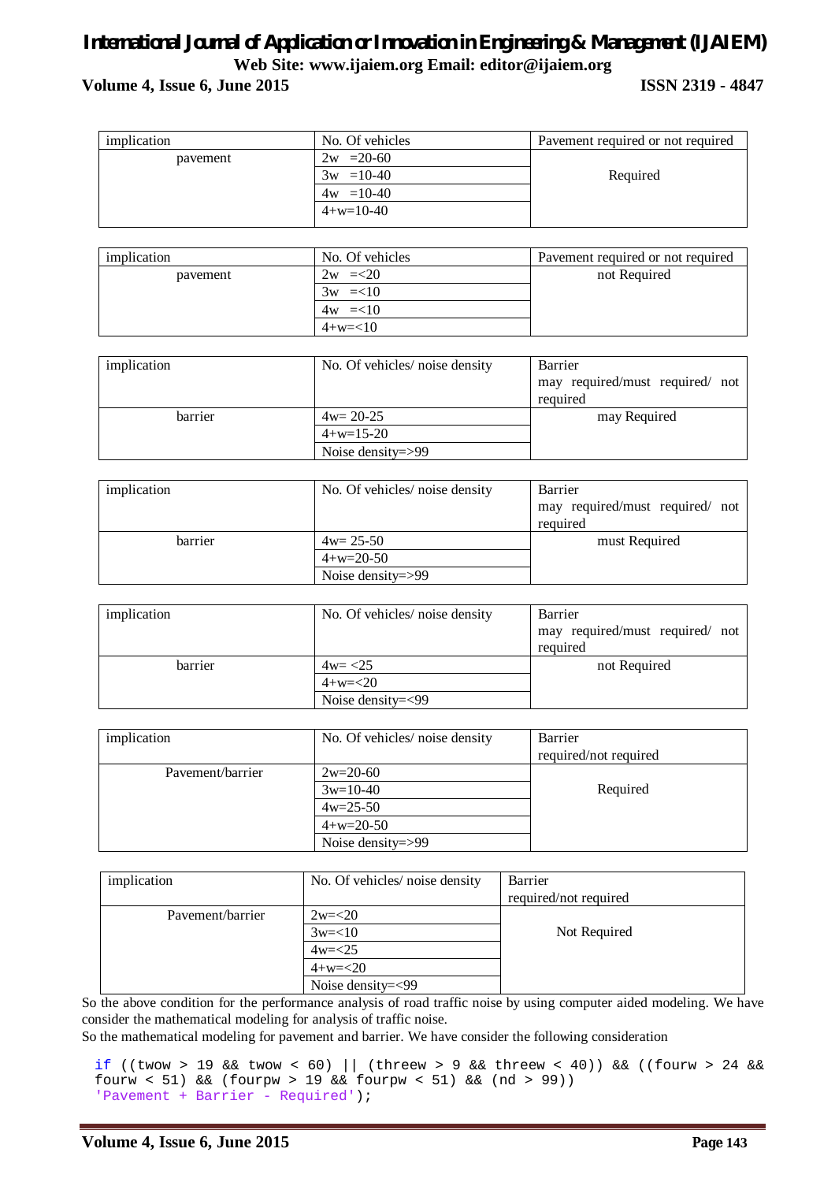| implication | No. Of vehicles | Pavement required or not required |
|---|---|---|
| pavement | 2w =20-60 | Required |
| | 3w =10-40 | |
| | 4w =10-40 | |
| | 4+w=10-40 | |

| implication | No. Of vehicles | Pavement required or not required |
|---|---|---|
| pavement | 2w =<20 | not Required |
| | 3w =<10 | |
| | 4w =<10 | |
| | 4+w=<10 | |

| implication | No. Of vehicles/ noise density | Barrier may required/must required/ not required |
|---|---|---|
| barrier | 4w= 20-25 | may Required |
| | 4+w=15-20 | |
| | Noise density=>99 | |

| implication | No. Of vehicles/ noise density | Barrier may required/must required/ not required |
|---|---|---|
| barrier | 4w= 25-50 | must Required |
| | 4+w=20-50 | |
| | Noise density=>99 | |

| implication | No. Of vehicles/ noise density | Barrier may required/must required/ not required |
|---|---|---|
| barrier | 4w= <25 | not Required |
| | 4+w=<20 | |
| | Noise density=<99 | |

| implication | No. Of vehicles/ noise density | Barrier required/not required |
|---|---|---|
| Pavement/barrier | 2w=20-60 | Required |
| | 3w=10-40 | |
| | 4w=25-50 | |
| | 4+w=20-50 | |
| | Noise density=>99 | |

| implication | No. Of vehicles/ noise density | Barrier required/not required |
|---|---|---|
| Pavement/barrier | 2w=<20 | Not Required |
| | 3w=<10 | |
| | 4w=<25 | |
| | 4+w=<20 | |
| | Noise density=<99 | |

So the above condition for the performance analysis of road traffic noise by using computer aided modeling. We have consider the mathematical modeling for analysis of traffic noise.

So the mathematical modeling for pavement and barrier. We have consider the following consideration

```
if ((twow > 19 && twow < 60) || (threew > 9 && threew < 40)) && ((fourw > 24 &&
fourw < 51) && (fourpw > 19 && fourpw < 51) && (nd > 99))
'Pavement + Barrier - Required');
```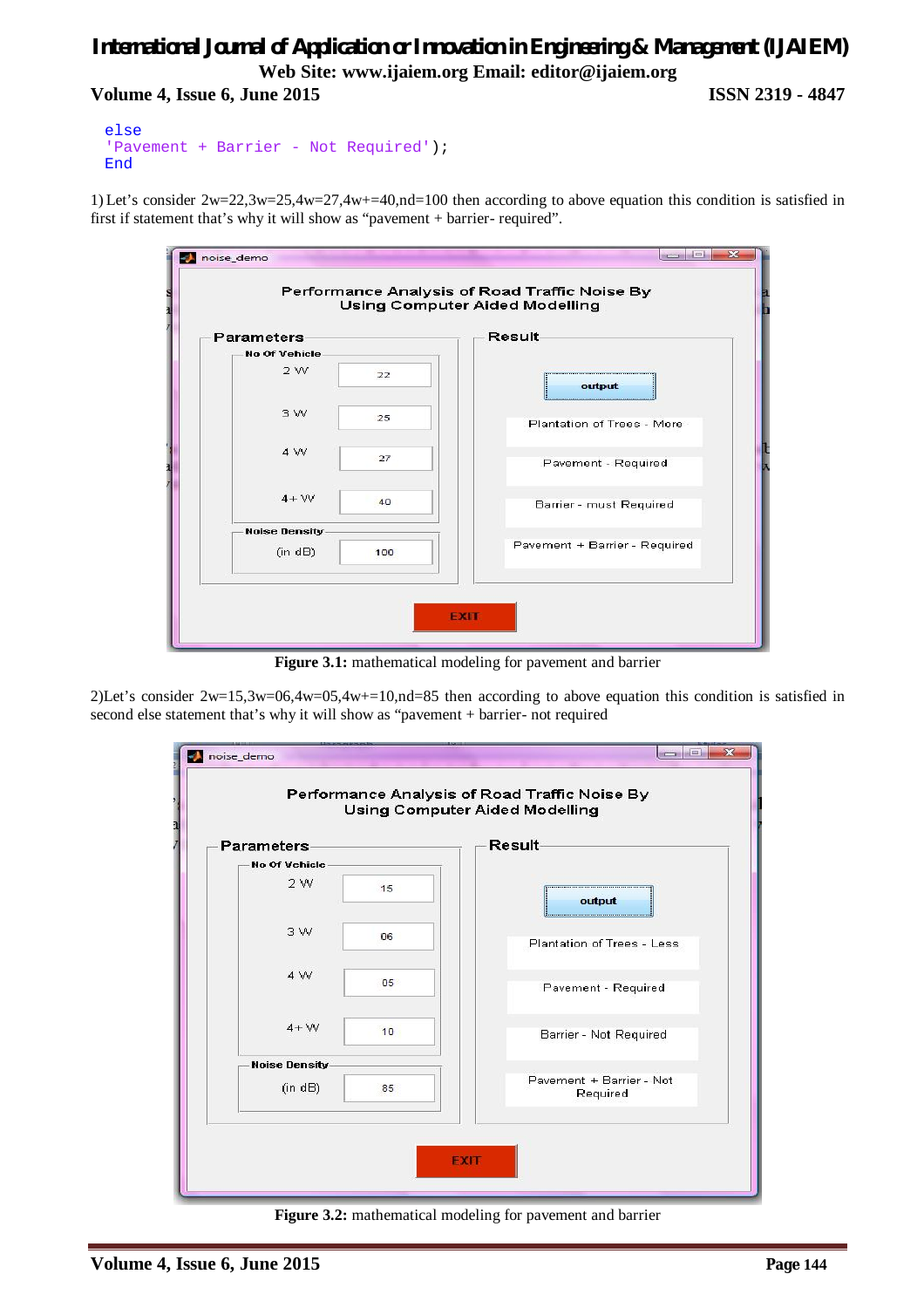```
else
'Pavement + Barrier - Not Required');
End
```

1) Let's consider 2w=22,3w=25,4w=27,4w+=40,nd=100 then according to above equation this condition is satisfied in first if statement that's why it will show as "pavement + barrier- required".

**Figure 3.1:** mathematical modeling for pavement and barrier

2)Let's consider 2w=15,3w=06,4w=05,4w+=10,nd=85 then according to above equation this condition is satisfied in second else statement that's why it will show as "pavement + barrier- not required

**Figure 3.2:** mathematical modeling for pavement and barrier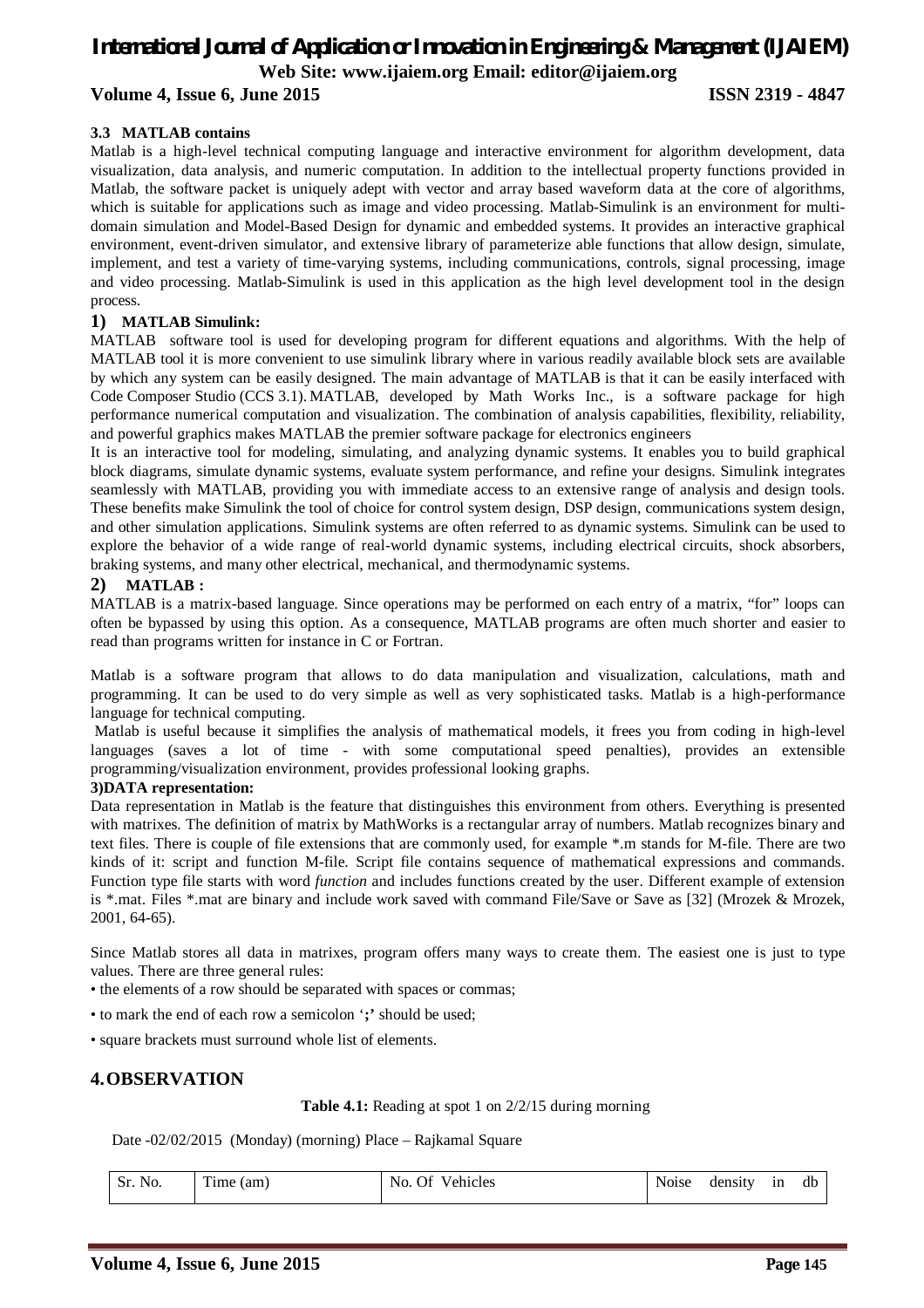### 3.3 MATLAB contains

Matlab is a high-level technical computing language and interactive environment for algorithm development, data visualization, data analysis, and numeric computation. In addition to the intellectual property functions provided in Matlab, the software packet is uniquely adept with vector and array based waveform data at the core of algorithms, which is suitable for applications such as image and video processing. Matlab-Simulink is an environment for multi-domain simulation and Model-Based Design for dynamic and embedded systems. It provides an interactive graphical environment, event-driven simulator, and extensive library of parameterize able functions that allow design, simulate, implement, and test a variety of time-varying systems, including communications, controls, signal processing, image and video processing. Matlab-Simulink is used in this application as the high level development tool in the design process.

#### 1) MATLAB Simulink:

MATLAB software tool is used for developing program for different equations and algorithms. With the help of MATLAB tool it is more convenient to use simulink library where in various readily available block sets are available by which any system can be easily designed. The main advantage of MATLAB is that it can be easily interfaced with Code Composer Studio (CCS 3.1). MATLAB, developed by Math Works Inc., is a software package for high performance numerical computation and visualization. The combination of analysis capabilities, flexibility, reliability, and powerful graphics makes MATLAB the premier software package for electronics engineers

It is an interactive tool for modeling, simulating, and analyzing dynamic systems. It enables you to build graphical block diagrams, simulate dynamic systems, evaluate system performance, and refine your designs. Simulink integrates seamlessly with MATLAB, providing you with immediate access to an extensive range of analysis and design tools. These benefits make Simulink the tool of choice for control system design, DSP design, communications system design, and other simulation applications. Simulink systems are often referred to as dynamic systems. Simulink can be used to explore the behavior of a wide range of real-world dynamic systems, including electrical circuits, shock absorbers, braking systems, and many other electrical, mechanical, and thermodynamic systems.

#### 2) MATLAB :

MATLAB is a matrix-based language. Since operations may be performed on each entry of a matrix, "for" loops can often be bypassed by using this option. As a consequence, MATLAB programs are often much shorter and easier to read than programs written for instance in C or Fortran.

Matlab is a software program that allows to do data manipulation and visualization, calculations, math and programming. It can be used to do very simple as well as very sophisticated tasks. Matlab is a high-performance language for technical computing.

Matlab is useful because it simplifies the analysis of mathematical models, it frees you from coding in high-level languages (saves a lot of time - with some computational speed penalties), provides an extensible programming/visualization environment, provides professional looking graphs.

#### 3)DATA representation:

Data representation in Matlab is the feature that distinguishes this environment from others. Everything is presented with matrixes. The definition of matrix by MathWorks is a rectangular array of numbers. Matlab recognizes binary and text files. There is couple of file extensions that are commonly used, for example *.m stands for M-file. There are two kinds of it: script and function M-file. Script file contains sequence of mathematical expressions and commands. Function type file starts with word *function* and includes functions created by the user. Different example of extension is *.mat. Files *.mat are binary and include work saved with command File/Save or Save as [32] (Mrozek & Mrozek, 2001, 64-65).

Since Matlab stores all data in matrixes, program offers many ways to create them. The easiest one is just to type values. There are three general rules:

- the elements of a row should be separated with spaces or commas;
- to mark the end of each row a semicolon '**;**' should be used;
- square brackets must surround whole list of elements.

## 4. OBSERVATION

**Table 4.1:** Reading at spot 1 on 2/2/15 during morning

Date -02/02/2015 (Monday) (morning) Place – Rajkamal Square

| Sr. No. | Time (am) | No. Of Vehicles | Noise density in db |
|---|---|---|---|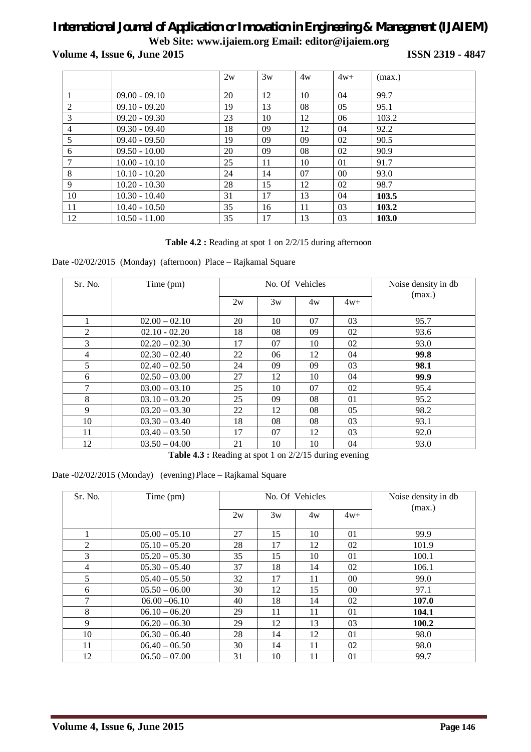| | | 2w | 3w | 4w | 4w+ | (max.) |
|---|---|---|---|---|---|---|
| 1 | 09.00 - 09.10 | 20 | 12 | 10 | 04 | 99.7 |
| 2 | 09.10 - 09.20 | 19 | 13 | 08 | 05 | 95.1 |
| 3 | 09.20 - 09.30 | 23 | 10 | 12 | 06 | 103.2 |
| 4 | 09.30 - 09.40 | 18 | 09 | 12 | 04 | 92.2 |
| 5 | 09.40 - 09.50 | 19 | 09 | 09 | 02 | 90.5 |
| 6 | 09.50 - 10.00 | 20 | 09 | 08 | 02 | 90.9 |
| 7 | 10.00 - 10.10 | 25 | 11 | 10 | 01 | 91.7 |
| 8 | 10.10 - 10.20 | 24 | 14 | 07 | 00 | 93.0 |
| 9 | 10.20 - 10.30 | 28 | 15 | 12 | 02 | 98.7 |
| 10 | 10.30 - 10.40 | 31 | 17 | 13 | 04 | **103.5** |
| 11 | 10.40 - 10.50 | 35 | 16 | 11 | 03 | **103.2** |
| 12 | 10.50 - 11.00 | 35 | 17 | 13 | 03 | **103.0** |

**Table 4.2 :** Reading at spot 1 on 2/2/15 during afternoon

Date -02/02/2015 (Monday) (afternoon) Place – Rajkamal Square

| Sr. No. | Time (pm) | No. Of Vehicles | | | | Noise density in db (max.) |
|---|---|---|---|---|---|---|
| | | 2w | 3w | 4w | 4w+ | |
| 1 | 02.00 – 02.10 | 20 | 10 | 07 | 03 | 95.7 |
| 2 | 02.10 - 02.20 | 18 | 08 | 09 | 02 | 93.6 |
| 3 | 02.20 – 02.30 | 17 | 07 | 10 | 02 | 93.0 |
| 4 | 02.30 – 02.40 | 22 | 06 | 12 | 04 | **99.8** |
| 5 | 02.40 – 02.50 | 24 | 09 | 09 | 03 | **98.1** |
| 6 | 02.50 – 03.00 | 27 | 12 | 10 | 04 | **99.9** |
| 7 | 03.00 – 03.10 | 25 | 10 | 07 | 02 | 95.4 |
| 8 | 03.10 – 03.20 | 25 | 09 | 08 | 01 | 95.2 |
| 9 | 03.20 – 03.30 | 22 | 12 | 08 | 05 | 98.2 |
| 10 | 03.30 – 03.40 | 18 | 08 | 08 | 03 | 93.1 |
| 11 | 03.40 – 03.50 | 17 | 07 | 12 | 03 | 92.0 |
| 12 | 03.50 – 04.00 | 21 | 10 | 10 | 04 | 93.0 |

**Table 4.3 :** Reading at spot 1 on 2/2/15 during evening

Date -02/02/2015 (Monday) (evening) Place – Rajkamal Square

| Sr. No. | Time (pm) | No. Of Vehicles | | | | Noise density in db (max.) |
|---|---|---|---|---|---|---|
| | | 2w | 3w | 4w | 4w+ | |
| 1 | 05.00 – 05.10 | 27 | 15 | 10 | 01 | 99.9 |
| 2 | 05.10 – 05.20 | 28 | 17 | 12 | 02 | 101.9 |
| 3 | 05.20 – 05.30 | 35 | 15 | 10 | 01 | 100.1 |
| 4 | 05.30 – 05.40 | 37 | 18 | 14 | 02 | 106.1 |
| 5 | 05.40 – 05.50 | 32 | 17 | 11 | 00 | 99.0 |
| 6 | 05.50 – 06.00 | 30 | 12 | 15 | 00 | 97.1 |
| 7 | 06.00 –06.10 | 40 | 18 | 14 | 02 | **107.0** |
| 8 | 06.10 – 06.20 | 29 | 11 | 11 | 01 | **104.1** |
| 9 | 06.20 – 06.30 | 29 | 12 | 13 | 03 | **100.2** |
| 10 | 06.30 – 06.40 | 28 | 14 | 12 | 01 | 98.0 |
| 11 | 06.40 – 06.50 | 30 | 14 | 11 | 02 | 98.0 |
| 12 | 06.50 – 07.00 | 31 | 10 | 11 | 01 | 99.7 |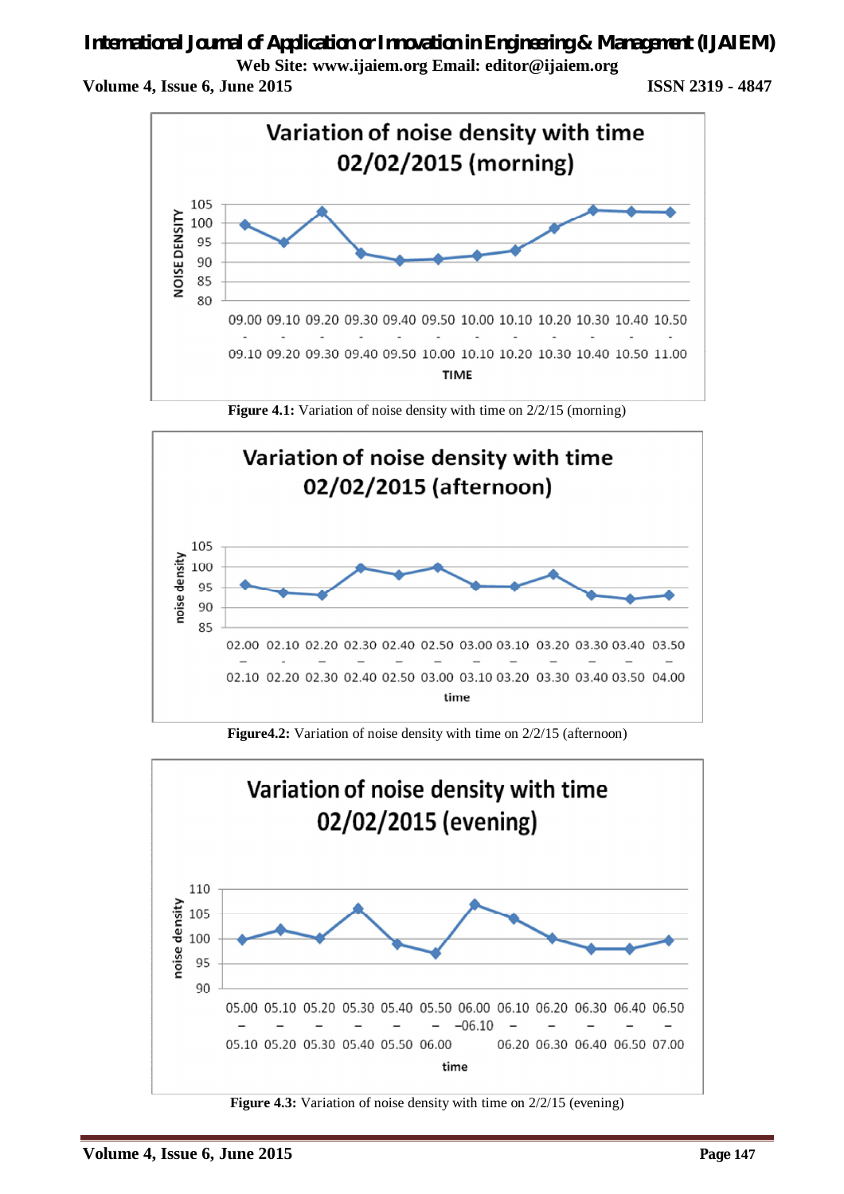Figure 4.1: Variation of noise density with time on 2/2/15 (morning)

Figure4.2: Variation of noise density with time on 2/2/15 (afternoon)

Figure 4.3: Variation of noise density with time on 2/2/15 (evening)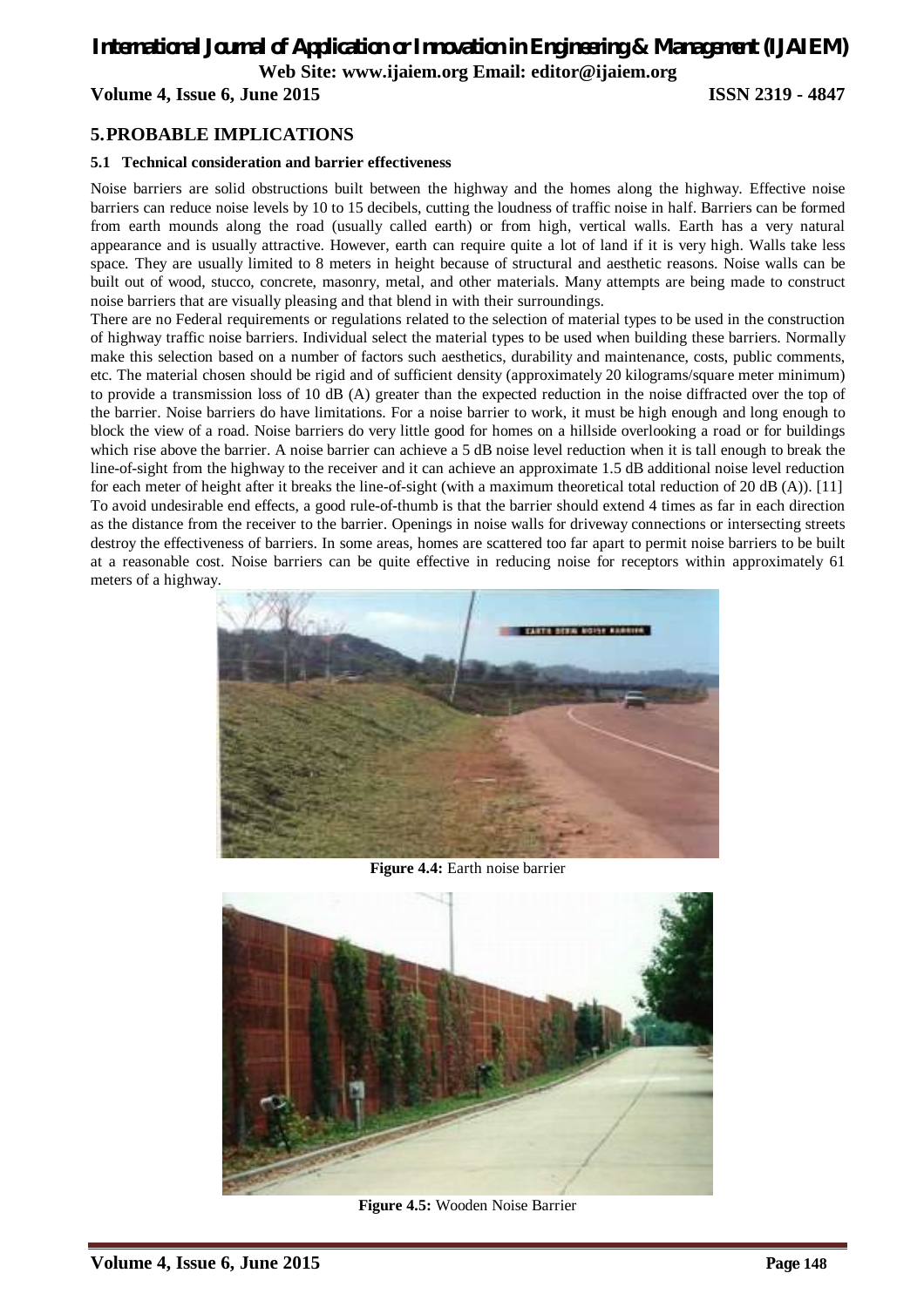## 5. PROBABLE IMPLICATIONS

### 5.1 Technical consideration and barrier effectiveness

Noise barriers are solid obstructions built between the highway and the homes along the highway. Effective noise barriers can reduce noise levels by 10 to 15 decibels, cutting the loudness of traffic noise in half. Barriers can be formed from earth mounds along the road (usually called earth) or from high, vertical walls. Earth has a very natural appearance and is usually attractive. However, earth can require quite a lot of land if it is very high. Walls take less space. They are usually limited to 8 meters in height because of structural and aesthetic reasons. Noise walls can be built out of wood, stucco, concrete, masonry, metal, and other materials. Many attempts are being made to construct noise barriers that are visually pleasing and that blend in with their surroundings.

There are no Federal requirements or regulations related to the selection of material types to be used in the construction of highway traffic noise barriers. Individual select the material types to be used when building these barriers. Normally make this selection based on a number of factors such aesthetics, durability and maintenance, costs, public comments, etc. The material chosen should be rigid and of sufficient density (approximately 20 kilograms/square meter minimum) to provide a transmission loss of 10 dB (A) greater than the expected reduction in the noise diffracted over the top of the barrier. Noise barriers do have limitations. For a noise barrier to work, it must be high enough and long enough to block the view of a road. Noise barriers do very little good for homes on a hillside overlooking a road or for buildings which rise above the barrier. A noise barrier can achieve a 5 dB noise level reduction when it is tall enough to break the line-of-sight from the highway to the receiver and it can achieve an approximate 1.5 dB additional noise level reduction for each meter of height after it breaks the line-of-sight (with a maximum theoretical total reduction of 20 dB (A)). [11]

To avoid undesirable end effects, a good rule-of-thumb is that the barrier should extend 4 times as far in each direction as the distance from the receiver to the barrier. Openings in noise walls for driveway connections or intersecting streets destroy the effectiveness of barriers. In some areas, homes are scattered too far apart to permit noise barriers to be built at a reasonable cost. Noise barriers can be quite effective in reducing noise for receptors within approximately 61 meters of a highway.

**Figure 4.4:** Earth noise barrier

**Figure 4.5:** Wooden Noise Barrier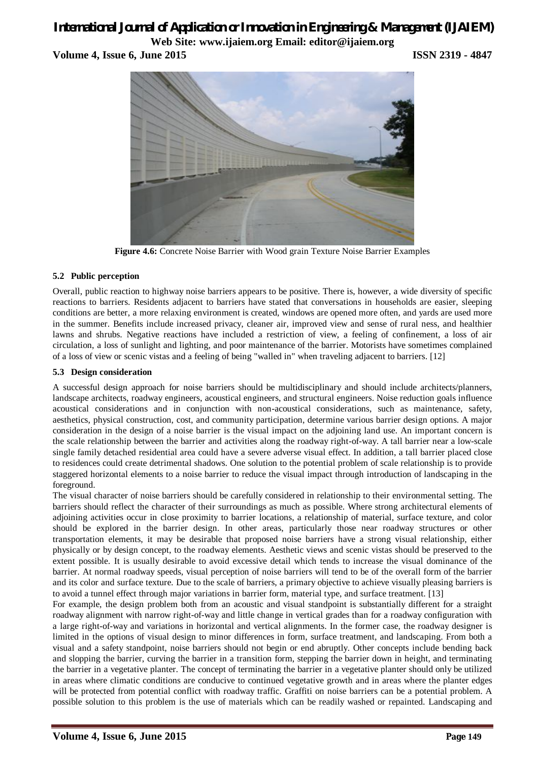**Figure 4.6:** Concrete Noise Barrier with Wood grain Texture Noise Barrier Examples

### 5.2 Public perception

Overall, public reaction to highway noise barriers appears to be positive. There is, however, a wide diversity of specific reactions to barriers. Residents adjacent to barriers have stated that conversations in households are easier, sleeping conditions are better, a more relaxing environment is created, windows are opened more often, and yards are used more in the summer. Benefits include increased privacy, cleaner air, improved view and sense of rural ness, and healthier lawns and shrubs. Negative reactions have included a restriction of view, a feeling of confinement, a loss of air circulation, a loss of sunlight and lighting, and poor maintenance of the barrier. Motorists have sometimes complained of a loss of view or scenic vistas and a feeling of being "walled in" when traveling adjacent to barriers. [12]

### 5.3 Design consideration

A successful design approach for noise barriers should be multidisciplinary and should include architects/planners, landscape architects, roadway engineers, acoustical engineers, and structural engineers. Noise reduction goals influence acoustical considerations and in conjunction with non-acoustical considerations, such as maintenance, safety, aesthetics, physical construction, cost, and community participation, determine various barrier design options. A major consideration in the design of a noise barrier is the visual impact on the adjoining land use. An important concern is the scale relationship between the barrier and activities along the roadway right-of-way. A tall barrier near a low-scale single family detached residential area could have a severe adverse visual effect. In addition, a tall barrier placed close to residences could create detrimental shadows. One solution to the potential problem of scale relationship is to provide staggered horizontal elements to a noise barrier to reduce the visual impact through introduction of landscaping in the foreground.

The visual character of noise barriers should be carefully considered in relationship to their environmental setting. The barriers should reflect the character of their surroundings as much as possible. Where strong architectural elements of adjoining activities occur in close proximity to barrier locations, a relationship of material, surface texture, and color should be explored in the barrier design. In other areas, particularly those near roadway structures or other transportation elements, it may be desirable that proposed noise barriers have a strong visual relationship, either physically or by design concept, to the roadway elements. Aesthetic views and scenic vistas should be preserved to the extent possible. It is usually desirable to avoid excessive detail which tends to increase the visual dominance of the barrier. At normal roadway speeds, visual perception of noise barriers will tend to be of the overall form of the barrier and its color and surface texture. Due to the scale of barriers, a primary objective to achieve visually pleasing barriers is to avoid a tunnel effect through major variations in barrier form, material type, and surface treatment. [13]

For example, the design problem both from an acoustic and visual standpoint is substantially different for a straight roadway alignment with narrow right-of-way and little change in vertical grades than for a roadway configuration with a large right-of-way and variations in horizontal and vertical alignments. In the former case, the roadway designer is limited in the options of visual design to minor differences in form, surface treatment, and landscaping. From both a visual and a safety standpoint, noise barriers should not begin or end abruptly. Other concepts include bending back and slopping the barrier, curving the barrier in a transition form, stepping the barrier down in height, and terminating the barrier in a vegetative planter. The concept of terminating the barrier in a vegetative planter should only be utilized in areas where climatic conditions are conducive to continued vegetative growth and in areas where the planter edges will be protected from potential conflict with roadway traffic. Graffiti on noise barriers can be a potential problem. A possible solution to this problem is the use of materials which can be readily washed or repainted. Landscaping and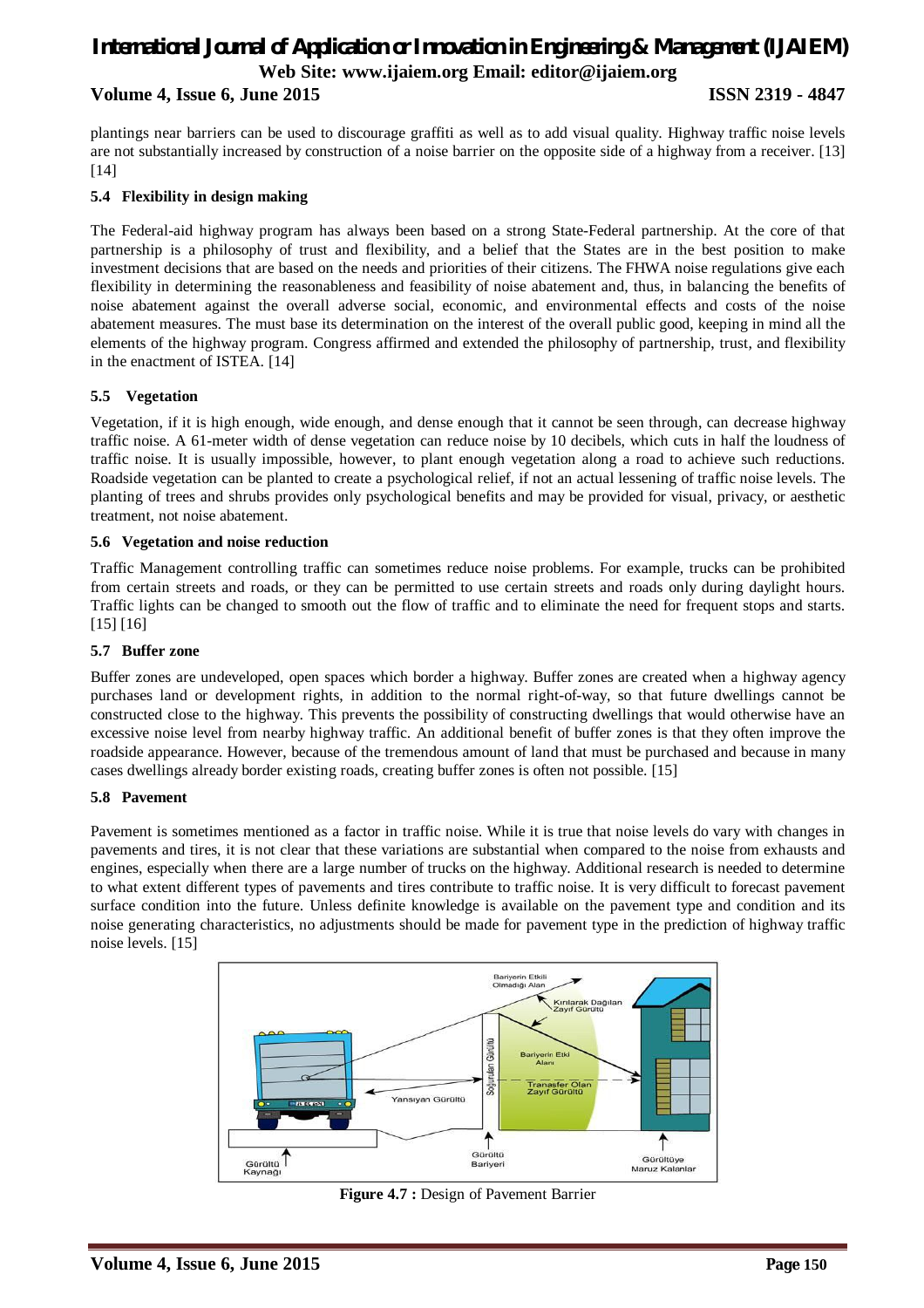plantings near barriers can be used to discourage graffiti as well as to add visual quality. Highway traffic noise levels are not substantially increased by construction of a noise barrier on the opposite side of a highway from a receiver. [13] [14]

### 5.4 Flexibility in design making

The Federal-aid highway program has always been based on a strong State-Federal partnership. At the core of that partnership is a philosophy of trust and flexibility, and a belief that the States are in the best position to make investment decisions that are based on the needs and priorities of their citizens. The FHWA noise regulations give each flexibility in determining the reasonableness and feasibility of noise abatement and, thus, in balancing the benefits of noise abatement against the overall adverse social, economic, and environmental effects and costs of the noise abatement measures. The must base its determination on the interest of the overall public good, keeping in mind all the elements of the highway program. Congress affirmed and extended the philosophy of partnership, trust, and flexibility in the enactment of ISTEA. [14]

### 5.5 Vegetation

Vegetation, if it is high enough, wide enough, and dense enough that it cannot be seen through, can decrease highway traffic noise. A 61-meter width of dense vegetation can reduce noise by 10 decibels, which cuts in half the loudness of traffic noise. It is usually impossible, however, to plant enough vegetation along a road to achieve such reductions. Roadside vegetation can be planted to create a psychological relief, if not an actual lessening of traffic noise levels. The planting of trees and shrubs provides only psychological benefits and may be provided for visual, privacy, or aesthetic treatment, not noise abatement.

### 5.6 Vegetation and noise reduction

Traffic Management controlling traffic can sometimes reduce noise problems. For example, trucks can be prohibited from certain streets and roads, or they can be permitted to use certain streets and roads only during daylight hours. Traffic lights can be changed to smooth out the flow of traffic and to eliminate the need for frequent stops and starts. [15] [16]

### 5.7 Buffer zone

Buffer zones are undeveloped, open spaces which border a highway. Buffer zones are created when a highway agency purchases land or development rights, in addition to the normal right-of-way, so that future dwellings cannot be constructed close to the highway. This prevents the possibility of constructing dwellings that would otherwise have an excessive noise level from nearby highway traffic. An additional benefit of buffer zones is that they often improve the roadside appearance. However, because of the tremendous amount of land that must be purchased and because in many cases dwellings already border existing roads, creating buffer zones is often not possible. [15]

### 5.8 Pavement

Pavement is sometimes mentioned as a factor in traffic noise. While it is true that noise levels do vary with changes in pavements and tires, it is not clear that these variations are substantial when compared to the noise from exhausts and engines, especially when there are a large number of trucks on the highway. Additional research is needed to determine to what extent different types of pavements and tires contribute to traffic noise. It is very difficult to forecast pavement surface condition into the future. Unless definite knowledge is available on the pavement type and condition and its noise generating characteristics, no adjustments should be made for pavement type in the prediction of highway traffic noise levels. [15]

**Figure 4.7 :** Design of Pavement Barrier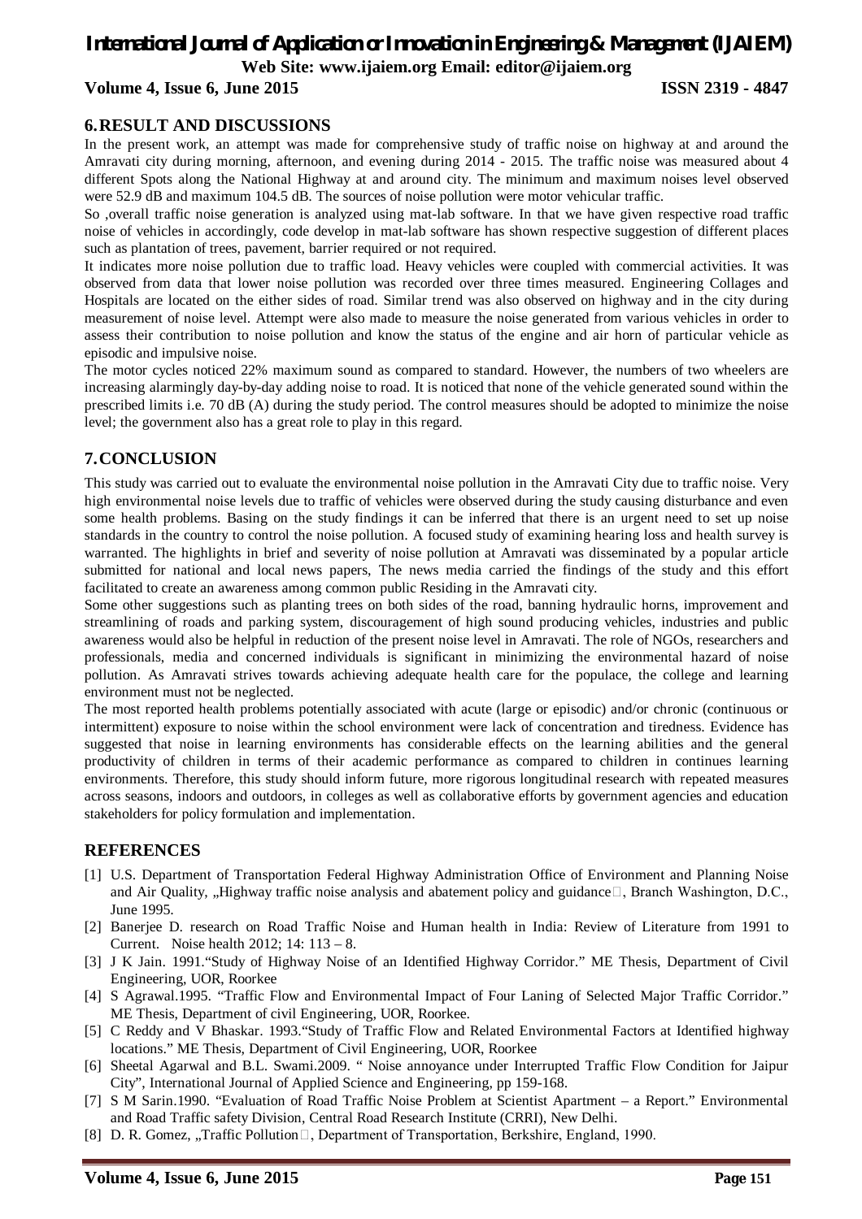## 6. RESULT AND DISCUSSIONS

In the present work, an attempt was made for comprehensive study of traffic noise on highway at and around the Amravati city during morning, afternoon, and evening during 2014 - 2015. The traffic noise was measured about 4 different Spots along the National Highway at and around city. The minimum and maximum noises level observed were 52.9 dB and maximum 104.5 dB. The sources of noise pollution were motor vehicular traffic.

So ,overall traffic noise generation is analyzed using mat-lab software. In that we have given respective road traffic noise of vehicles in accordingly, code develop in mat-lab software has shown respective suggestion of different places such as plantation of trees, pavement, barrier required or not required.

It indicates more noise pollution due to traffic load. Heavy vehicles were coupled with commercial activities. It was observed from data that lower noise pollution was recorded over three times measured. Engineering Collages and Hospitals are located on the either sides of road. Similar trend was also observed on highway and in the city during measurement of noise level. Attempt were also made to measure the noise generated from various vehicles in order to assess their contribution to noise pollution and know the status of the engine and air horn of particular vehicle as episodic and impulsive noise.

The motor cycles noticed 22% maximum sound as compared to standard. However, the numbers of two wheelers are increasing alarmingly day-by-day adding noise to road. It is noticed that none of the vehicle generated sound within the prescribed limits i.e. 70 dB (A) during the study period. The control measures should be adopted to minimize the noise level; the government also has a great role to play in this regard.

## 7. CONCLUSION

This study was carried out to evaluate the environmental noise pollution in the Amravati City due to traffic noise. Very high environmental noise levels due to traffic of vehicles were observed during the study causing disturbance and even some health problems. Basing on the study findings it can be inferred that there is an urgent need to set up noise standards in the country to control the noise pollution. A focused study of examining hearing loss and health survey is warranted. The highlights in brief and severity of noise pollution at Amravati was disseminated by a popular article submitted for national and local news papers, The news media carried the findings of the study and this effort facilitated to create an awareness among common public Residing in the Amravati city.

Some other suggestions such as planting trees on both sides of the road, banning hydraulic horns, improvement and streamlining of roads and parking system, discouragement of high sound producing vehicles, industries and public awareness would also be helpful in reduction of the present noise level in Amravati. The role of NGOs, researchers and professionals, media and concerned individuals is significant in minimizing the environmental hazard of noise pollution. As Amravati strives towards achieving adequate health care for the populace, the college and learning environment must not be neglected.

The most reported health problems potentially associated with acute (large or episodic) and/or chronic (continuous or intermittent) exposure to noise within the school environment were lack of concentration and tiredness. Evidence has suggested that noise in learning environments has considerable effects on the learning abilities and the general productivity of children in terms of their academic performance as compared to children in continues learning environments. Therefore, this study should inform future, more rigorous longitudinal research with repeated measures across seasons, indoors and outdoors, in colleges as well as collaborative efforts by government agencies and education stakeholders for policy formulation and implementation.

## REFERENCES

[1] U.S. Department of Transportation Federal Highway Administration Office of Environment and Planning Noise and Air Quality, „Highway traffic noise analysis and abatement policy and guidance", Branch Washington, D.C., June 1995.

[2] Banerjee D. research on Road Traffic Noise and Human health in India: Review of Literature from 1991 to Current. Noise health 2012; 14: 113 – 8.

[3] J K Jain. 1991."Study of Highway Noise of an Identified Highway Corridor." ME Thesis, Department of Civil Engineering, UOR, Roorkee

[4] S Agrawal.1995. "Traffic Flow and Environmental Impact of Four Laning of Selected Major Traffic Corridor." ME Thesis, Department of civil Engineering, UOR, Roorkee.

[5] C Reddy and V Bhaskar. 1993."Study of Traffic Flow and Related Environmental Factors at Identified highway locations." ME Thesis, Department of Civil Engineering, UOR, Roorkee

[6] Sheetal Agarwal and B.L. Swami.2009. " Noise annoyance under Interrupted Traffic Flow Condition for Jaipur City", International Journal of Applied Science and Engineering, pp 159-168.

[7] S M Sarin.1990. "Evaluation of Road Traffic Noise Problem at Scientist Apartment – a Report." Environmental and Road Traffic safety Division, Central Road Research Institute (CRRI), New Delhi.

[8] D. R. Gomez, „Traffic Pollution", Department of Transportation, Berkshire, England, 1990.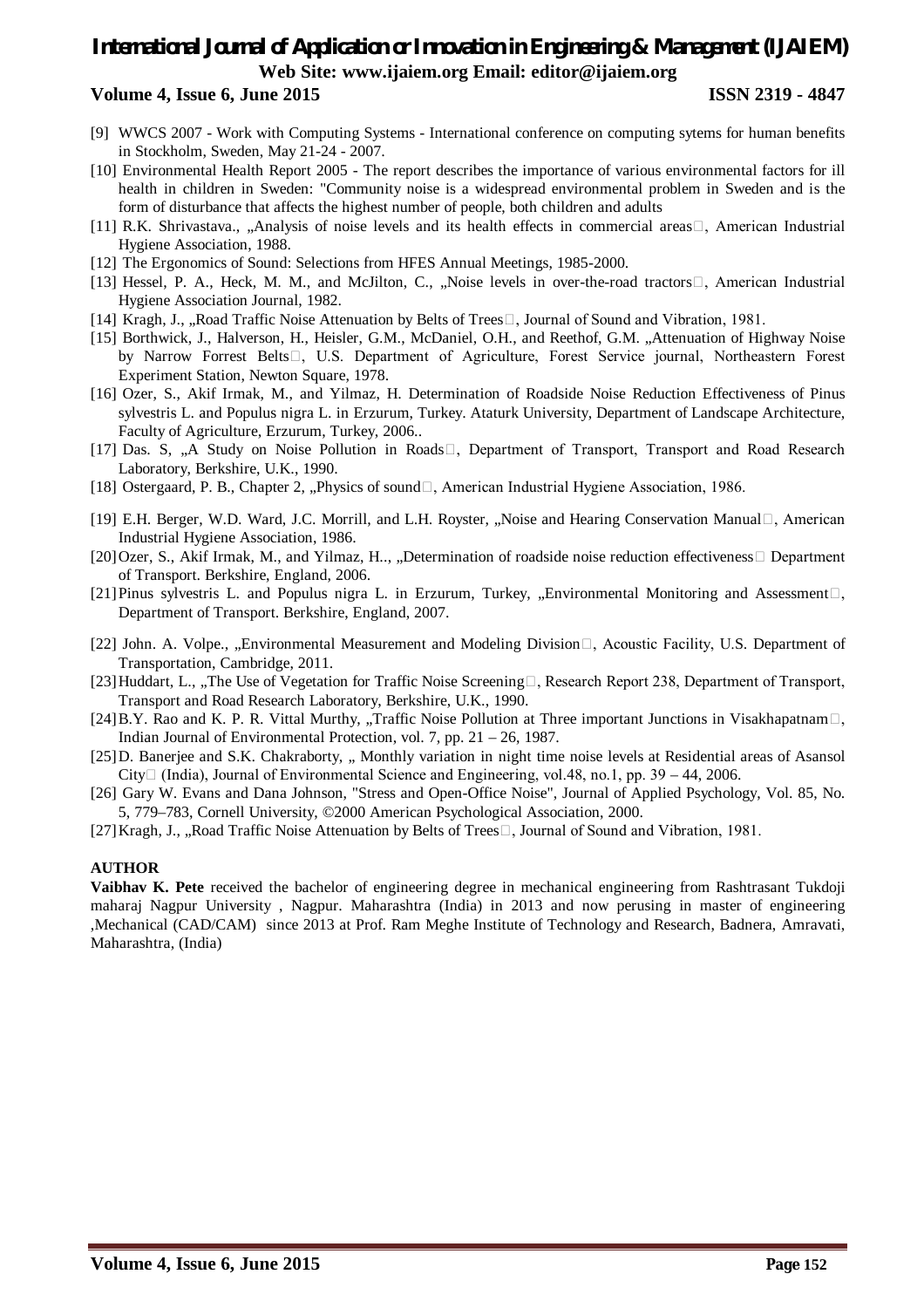[9] WWCS 2007 - Work with Computing Systems - International conference on computing sytems for human benefits in Stockholm, Sweden, May 21-24 - 2007.

[10] Environmental Health Report 2005 - The report describes the importance of various environmental factors for ill health in children in Sweden: "Community noise is a widespread environmental problem in Sweden and is the form of disturbance that affects the highest number of people, both children and adults

[11] R.K. Shrivastava., „Analysis of noise levels and its health effects in commercial areas", American Industrial Hygiene Association, 1988.

[12] The Ergonomics of Sound: Selections from HFES Annual Meetings, 1985-2000.

[13] Hessel, P. A., Heck, M. M., and McJilton, C., „Noise levels in over-the-road tractors", American Industrial Hygiene Association Journal, 1982.

[14] Kragh, J., „Road Traffic Noise Attenuation by Belts of Trees", Journal of Sound and Vibration, 1981.

[15] Borthwick, J., Halverson, H., Heisler, G.M., McDaniel, O.H., and Reethof, G.M. „Attenuation of Highway Noise by Narrow Forrest Belts", U.S. Department of Agriculture, Forest Service journal, Northeastern Forest Experiment Station, Newton Square, 1978.

[16] Ozer, S., Akif Irmak, M., and Yilmaz, H. Determination of Roadside Noise Reduction Effectiveness of Pinus sylvestris L. and Populus nigra L. in Erzurum, Turkey. Ataturk University, Department of Landscape Architecture, Faculty of Agriculture, Erzurum, Turkey, 2006..

[17] Das. S, „A Study on Noise Pollution in Roads", Department of Transport, Transport and Road Research Laboratory, Berkshire, U.K., 1990.

[18] Ostergaard, P. B., Chapter 2, „Physics of sound", American Industrial Hygiene Association, 1986.

[19] E.H. Berger, W.D. Ward, J.C. Morrill, and L.H. Royster, „Noise and Hearing Conservation Manual", American Industrial Hygiene Association, 1986.

[20] Ozer, S., Akif Irmak, M., and Yilmaz, H.., „Determination of roadside noise reduction effectiveness" Department of Transport. Berkshire, England, 2006.

[21] Pinus sylvestris L. and Populus nigra L. in Erzurum, Turkey, „Environmental Monitoring and Assessment", Department of Transport. Berkshire, England, 2007.

[22] John. A. Volpe., „Environmental Measurement and Modeling Division", Acoustic Facility, U.S. Department of Transportation, Cambridge, 2011.

[23] Huddart, L., „The Use of Vegetation for Traffic Noise Screening", Research Report 238, Department of Transport, Transport and Road Research Laboratory, Berkshire, U.K., 1990.

[24] B.Y. Rao and K. P. R. Vittal Murthy, „Traffic Noise Pollution at Three important Junctions in Visakhapatnam", Indian Journal of Environmental Protection, vol. 7, pp. 21 – 26, 1987.

[25] D. Banerjee and S.K. Chakraborty, „ Monthly variation in night time noise levels at Residential areas of Asansol City" (India), Journal of Environmental Science and Engineering, vol.48, no.1, pp. 39 – 44, 2006.

[26] Gary W. Evans and Dana Johnson, "Stress and Open-Office Noise", Journal of Applied Psychology, Vol. 85, No. 5, 779–783, Cornell University, ©2000 American Psychological Association, 2000.

[27] Kragh, J., „Road Traffic Noise Attenuation by Belts of Trees", Journal of Sound and Vibration, 1981.

**AUTHOR**

**Vaibhav K. Pete** received the bachelor of engineering degree in mechanical engineering from Rashtrasant Tukdoji maharaj Nagpur University , Nagpur. Maharashtra (India) in 2013 and now perusing in master of engineering ,Mechanical (CAD/CAM) since 2013 at Prof. Ram Meghe Institute of Technology and Research, Badnera, Amravati, Maharashtra, (India)